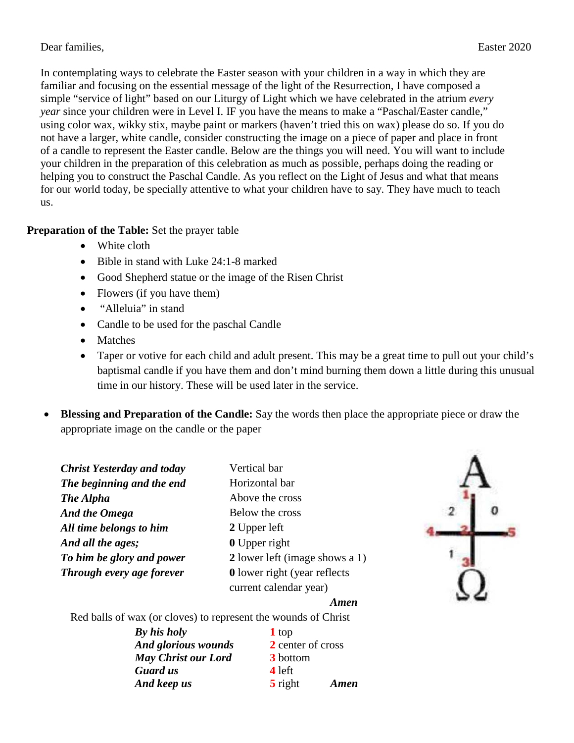Dear families, Easter 2020

In contemplating ways to celebrate the Easter season with your children in a way in which they are familiar and focusing on the essential message of the light of the Resurrection, I have composed a simple "service of light" based on our Liturgy of Light which we have celebrated in the atrium *every year* since your children were in Level I. IF you have the means to make a "Paschal/Easter candle," using color wax, wikky stix, maybe paint or markers (haven't tried this on wax) please do so. If you do not have a larger, white candle, consider constructing the image on a piece of paper and place in front of a candle to represent the Easter candle. Below are the things you will need. You will want to include your children in the preparation of this celebration as much as possible, perhaps doing the reading or helping you to construct the Paschal Candle. As you reflect on the Light of Jesus and what that means for our world today, be specially attentive to what your children have to say. They have much to teach us.

**Preparation of the Table:** Set the prayer table

- White cloth
- Bible in stand with Luke 24:1-8 marked
- Good Shepherd statue or the image of the Risen Christ
- Flowers (if you have them)
- "Alleluia" in stand
- Candle to be used for the paschal Candle
- Matches
- Taper or votive for each child and adult present. This may be a great time to pull out your child's baptismal candle if you have them and don't mind burning them down a little during this unusual time in our history. These will be used later in the service.

- **Blessing and Preparation of the Candle:** Say the words then place the appropriate piece or draw the appropriate image on the candle or the paper

| | |
|---|---|
| ***Christ Yesterday and today*** | Vertical bar |
| ***The beginning and the end*** | Horizontal bar |
| ***The Alpha*** | Above the cross |
| ***And the Omega*** | Below the cross |
| ***All time belongs to him*** | **2** Upper left |
| ***And all the ages;*** | **0** Upper right |
| ***To him be glory and power*** | **2** lower left (image shows a 1) |
| ***Through every age forever*** | **0** lower right (year reflects current calendar year) |
| | ***Amen*** |

Red balls of wax (or cloves) to represent the wounds of Christ

| | | |
|---|---|---|
| ***By his holy*** | **1** top | |
| ***And glorious wounds*** | **2** center of cross | |
| ***May Christ our Lord*** | **3** bottom | |
| ***Guard us*** | **4** left | |
| ***And keep us*** | **5** right | ***Amen*** |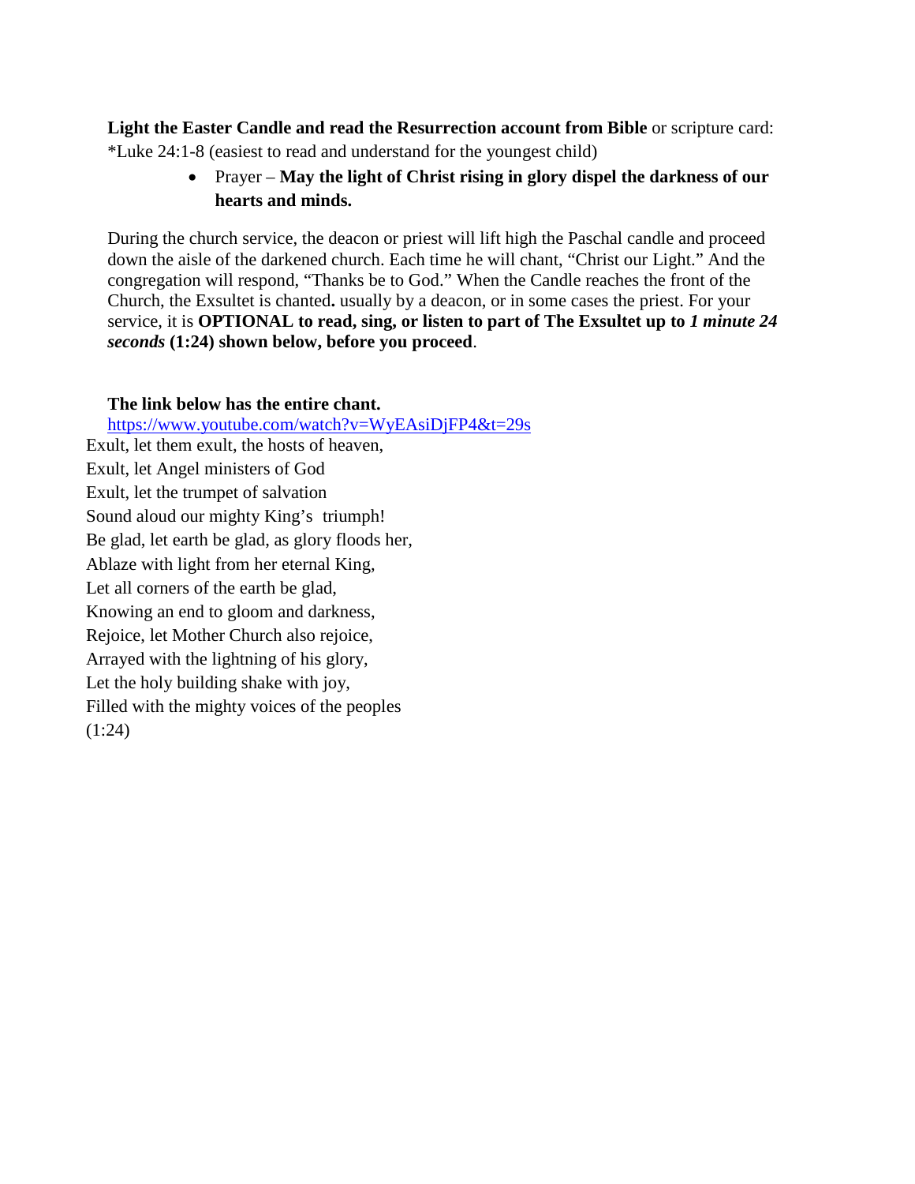**Light the Easter Candle and read the Resurrection account from Bible** or scripture card:
*Luke 24:1-8 (easiest to read and understand for the youngest child)

- Prayer – **May the light of Christ rising in glory dispel the darkness of our hearts and minds.**

During the church service, the deacon or priest will lift high the Paschal candle and proceed down the aisle of the darkened church. Each time he will chant, “Christ our Light.” And the congregation will respond, “Thanks be to God.” When the Candle reaches the front of the Church, the Exsultet is chanted**.** usually by a deacon, or in some cases the priest. For your service, it is **OPTIONAL to read, sing, or listen to part of The Exsultet up to *1 minute 24 seconds* (1:24) shown below, before you proceed**.

**The link below has the entire chant.**
https://www.youtube.com/watch?v=WyEAsiDjFP4&t=29s

Exult, let them exult, the hosts of heaven,
Exult, let Angel ministers of God
Exult, let the trumpet of salvation
Sound aloud our mighty King’s triumph!
Be glad, let earth be glad, as glory floods her,
Ablaze with light from her eternal King,
Let all corners of the earth be glad,
Knowing an end to gloom and darkness,
Rejoice, let Mother Church also rejoice,
Arrayed with the lightning of his glory,
Let the holy building shake with joy,
Filled with the mighty voices of the peoples
(1:24)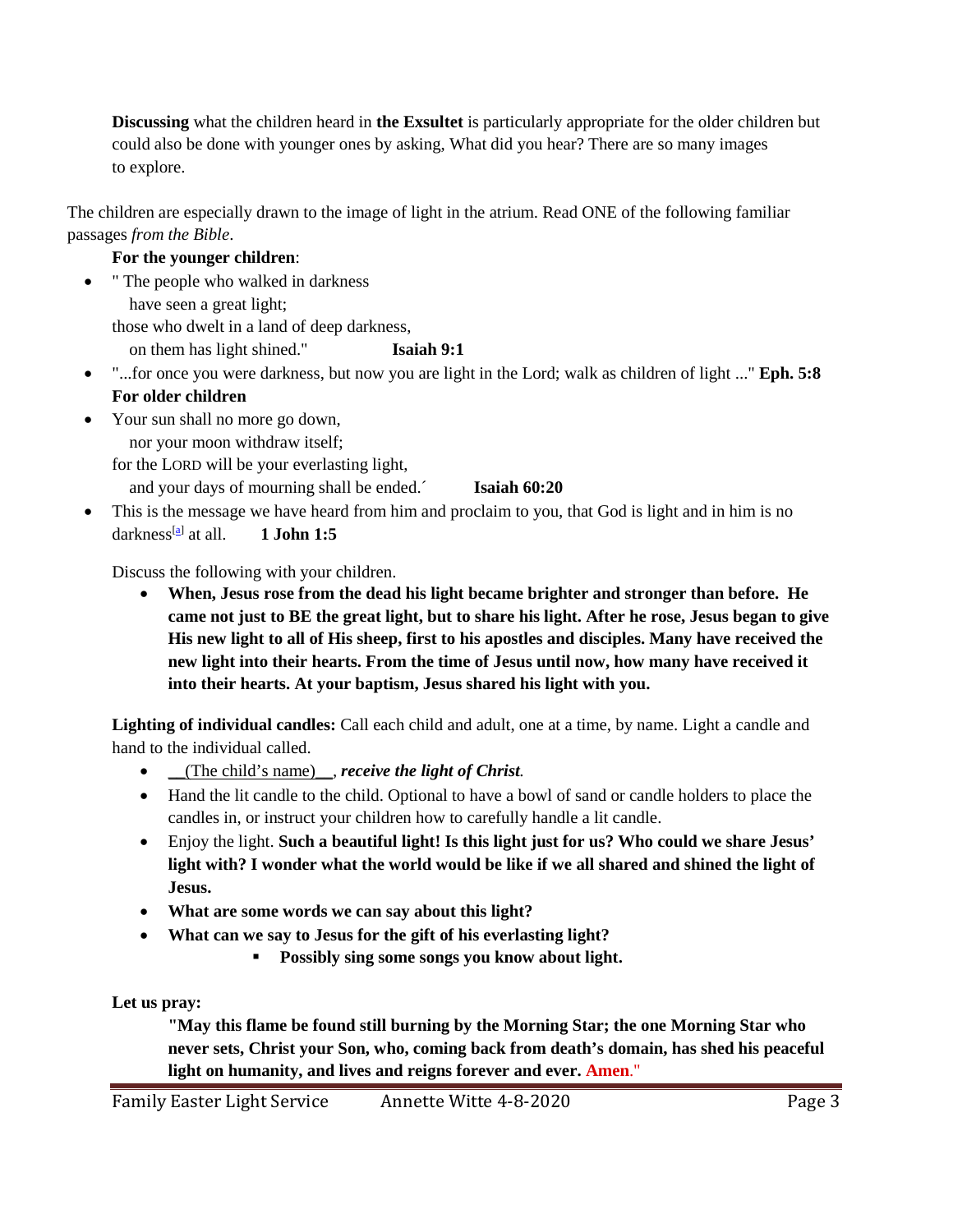**Discussing** what the children heard in **the Exsultet** is particularly appropriate for the older children but could also be done with younger ones by asking, What did you hear? There are so many images to explore.

The children are especially drawn to the image of light in the atrium. Read ONE of the following familiar passages *from the Bible*.

**For the younger children**:

- " The people who walked in darkness
  have seen a great light;
  those who dwelt in a land of deep darkness,
  on them has light shined." **Isaiah 9:1**
- "...for once you were darkness, but now you are light in the Lord; walk as children of light ..." **Eph. 5:8**

**For older children**

- Your sun shall no more go down,
  nor your moon withdraw itself;
  for the LORD will be your everlasting light,
  and your days of mourning shall be ended.´ **Isaiah 60:20**
- This is the message we have heard from him and proclaim to you, that God is light and in him is no darkness[a] at all. **1 John 1:5**

Discuss the following with your children.

- **When, Jesus rose from the dead his light became brighter and stronger than before. He came not just to BE the great light, but to share his light. After he rose, Jesus began to give His new light to all of His sheep, first to his apostles and disciples. Many have received the new light into their hearts. From the time of Jesus until now, how many have received it into their hearts. At your baptism, Jesus shared his light with you.**

**Lighting of individual candles:** Call each child and adult, one at a time, by name. Light a candle and hand to the individual called.

- __(The child's name)__, ***receive the light of Christ.***
- Hand the lit candle to the child. Optional to have a bowl of sand or candle holders to place the candles in, or instruct your children how to carefully handle a lit candle.
- Enjoy the light. **Such a beautiful light! Is this light just for us? Who could we share Jesus' light with? I wonder what the world would be like if we all shared and shined the light of Jesus.**
- **What are some words we can say about this light?**
- **What can we say to Jesus for the gift of his everlasting light?**
  - **Possibly sing some songs you know about light.**

**Let us pray:**

**"May this flame be found still burning by the Morning Star; the one Morning Star who never sets, Christ your Son, who, coming back from death's domain, has shed his peaceful light on humanity, and lives and reigns forever and ever. Amen."**